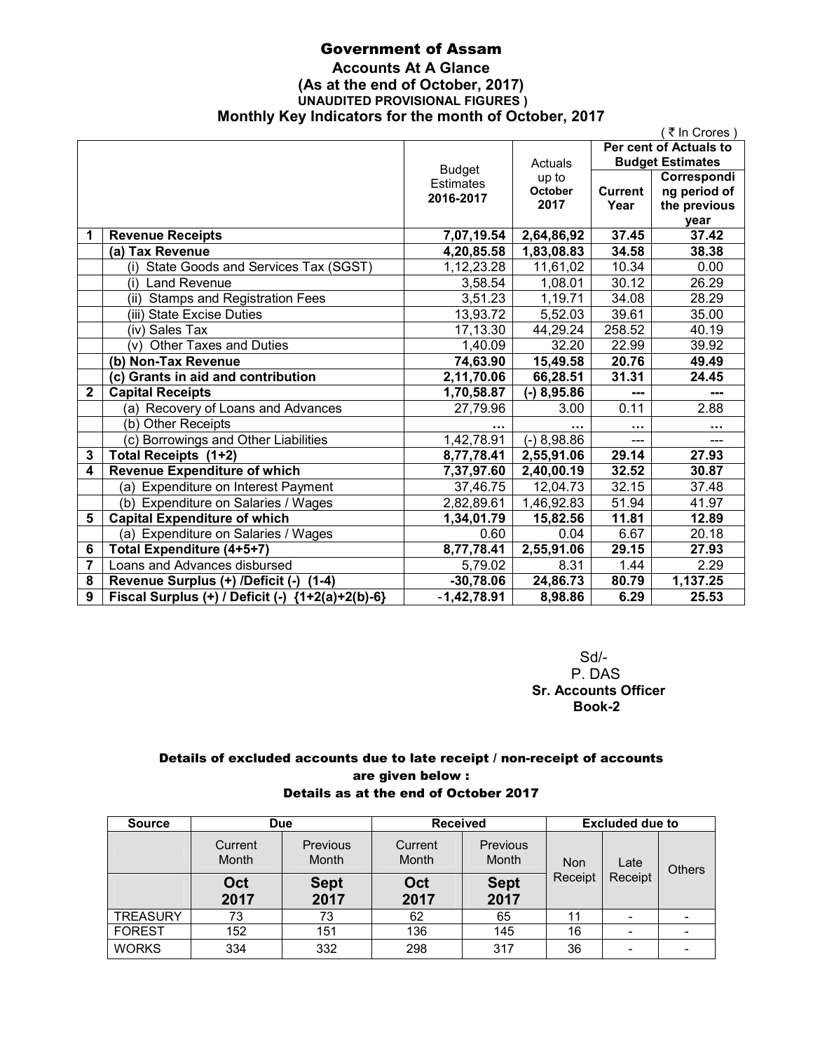# Government of Assam

## Accounts At A Glance

### (As at the end of October, 2017)

**UNAUDITED PROVISIONAL FIGURES )**

### Monthly Key Indicators for the month of October, 2017

( ₹ In Crores )

| | | Budget Estimates 2016-2017 | Actuals up to October 2017 | Per cent of Actuals to Budget Estimates | |
|---|---|---|---|---|---|
| | | | | Current Year | Corresponding period of the previous year |
| **1** | **Revenue Receipts** | **7,07,19.54** | **2,64,86,92** | **37.45** | **37.42** |
| | **(a) Tax Revenue** | **4,20,85.58** | **1,83,08.83** | **34.58** | **38.38** |
| | (i) State Goods and Services Tax (SGST) | 1,12,23.28 | 11,61,02 | 10.34 | 0.00 |
| | (i) Land Revenue | 3,58.54 | 1,08.01 | 30.12 | 26.29 |
| | (ii) Stamps and Registration Fees | 3,51.23 | 1,19.71 | 34.08 | 28.29 |
| | (iii) State Excise Duties | 13,93.72 | 5,52.03 | 39.61 | 35.00 |
| | (iv) Sales Tax | 17,13.30 | 44,29.24 | 258.52 | 40.19 |
| | (v) Other Taxes and Duties | 1,40.09 | 32.20 | 22.99 | 39.92 |
| | **(b) Non-Tax Revenue** | **74,63.90** | **15,49.58** | **20.76** | **49.49** |
| | **(c) Grants in aid and contribution** | **2,11,70.06** | **66,28.51** | **31.31** | **24.45** |
| **2** | **Capital Receipts** | **1,70,58.87** | **(-) 8,95.86** | **---** | **---** |
| | (a) Recovery of Loans and Advances | 27,79.96 | 3.00 | 0.11 | 2.88 |
| | (b) Other Receipts | ... | ... | ... | ... |
| | (c) Borrowings and Other Liabilities | 1,42,78.91 | (-) 8,98.86 | --- | --- |
| **3** | **Total Receipts (1+2)** | **8,77,78.41** | **2,55,91.06** | **29.14** | **27.93** |
| **4** | **Revenue Expenditure of which** | **7,37,97.60** | **2,40,00.19** | **32.52** | **30.87** |
| | (a) Expenditure on Interest Payment | 37,46.75 | 12,04.73 | 32.15 | 37.48 |
| | (b) Expenditure on Salaries / Wages | 2,82,89.61 | 1,46,92.83 | 51.94 | 41.97 |
| **5** | **Capital Expenditure of which** | **1,34,01.79** | **15,82.56** | **11.81** | **12.89** |
| | (a) Expenditure on Salaries / Wages | 0.60 | 0.04 | 6.67 | 20.18 |
| **6** | **Total Expenditure (4+5+7)** | **8,77,78.41** | **2,55,91.06** | **29.15** | **27.93** |
| **7** | Loans and Advances disbursed | 5,79.02 | 8.31 | 1.44 | 2.29 |
| **8** | **Revenue Surplus (+) /Deficit (-) (1-4)** | **-30,78.06** | **24,86.73** | **80.79** | **1,137.25** |
| **9** | **Fiscal Surplus (+) / Deficit (-) {1+2(a)+2(b)-6}** | **-1,42,78.91** | **8,98.86** | **6.29** | **25.53** |

Sd/-
P. DAS
**Sr. Accounts Officer**
**Book-2**

### Details of excluded accounts due to late receipt / non-receipt of accounts are given below :

### Details as at the end of October 2017

| Source | Due | | Received | | Excluded due to | | |
|---|---|---|---|---|---|---|---|
| | Current Month | Previous Month | Current Month | Previous Month | Non Receipt | Late Receipt | Others |
| | **Oct 2017** | **Sept 2017** | **Oct 2017** | **Sept 2017** | | | |
| TREASURY | 73 | 73 | 62 | 65 | 11 | - | - |
| FOREST | 152 | 151 | 136 | 145 | 16 | - | - |
| WORKS | 334 | 332 | 298 | 317 | 36 | - | - |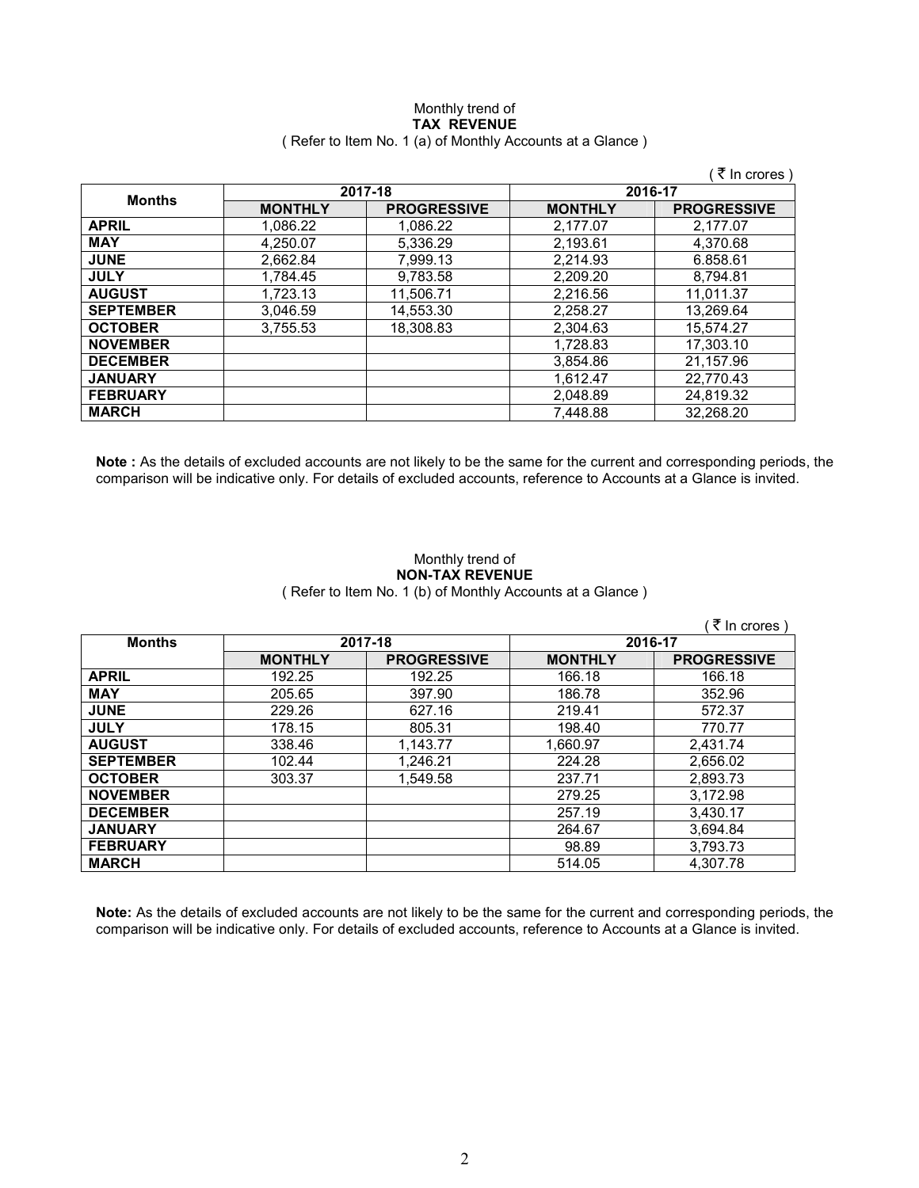Monthly trend of

**TAX REVENUE**

( Refer to Item No. 1 (a) of Monthly Accounts at a Glance )

( ₹ In crores )

| Months | 2017-18 | | 2016-17 | |
|---|---|---|---|---|
| | **MONTHLY** | **PROGRESSIVE** | **MONTHLY** | **PROGRESSIVE** |
| **APRIL** | 1,086.22 | 1,086.22 | 2,177.07 | 2,177.07 |
| **MAY** | 4,250.07 | 5,336.29 | 2,193.61 | 4,370.68 |
| **JUNE** | 2,662.84 | 7,999.13 | 2,214.93 | 6.858.61 |
| **JULY** | 1,784.45 | 9,783.58 | 2,209.20 | 8,794.81 |
| **AUGUST** | 1,723.13 | 11,506.71 | 2,216.56 | 11,011.37 |
| **SEPTEMBER** | 3,046.59 | 14,553.30 | 2,258.27 | 13,269.64 |
| **OCTOBER** | 3,755.53 | 18,308.83 | 2,304.63 | 15,574.27 |
| **NOVEMBER** | | | 1,728.83 | 17,303.10 |
| **DECEMBER** | | | 3,854.86 | 21,157.96 |
| **JANUARY** | | | 1,612.47 | 22,770.43 |
| **FEBRUARY** | | | 2,048.89 | 24,819.32 |
| **MARCH** | | | 7,448.88 | 32,268.20 |

**Note :** As the details of excluded accounts are not likely to be the same for the current and corresponding periods, the comparison will be indicative only. For details of excluded accounts, reference to Accounts at a Glance is invited.

Monthly trend of

**NON-TAX REVENUE**

( Refer to Item No. 1 (b) of Monthly Accounts at a Glance )

( ₹ In crores )

| Months | 2017-18 | | 2016-17 | |
|---|---|---|---|---|
| | **MONTHLY** | **PROGRESSIVE** | **MONTHLY** | **PROGRESSIVE** |
| **APRIL** | 192.25 | 192.25 | 166.18 | 166.18 |
| **MAY** | 205.65 | 397.90 | 186.78 | 352.96 |
| **JUNE** | 229.26 | 627.16 | 219.41 | 572.37 |
| **JULY** | 178.15 | 805.31 | 198.40 | 770.77 |
| **AUGUST** | 338.46 | 1,143.77 | 1,660.97 | 2,431.74 |
| **SEPTEMBER** | 102.44 | 1,246.21 | 224.28 | 2,656.02 |
| **OCTOBER** | 303.37 | 1,549.58 | 237.71 | 2,893.73 |
| **NOVEMBER** | | | 279.25 | 3,172.98 |
| **DECEMBER** | | | 257.19 | 3,430.17 |
| **JANUARY** | | | 264.67 | 3,694.84 |
| **FEBRUARY** | | | 98.89 | 3,793.73 |
| **MARCH** | | | 514.05 | 4,307.78 |

**Note:** As the details of excluded accounts are not likely to be the same for the current and corresponding periods, the comparison will be indicative only. For details of excluded accounts, reference to Accounts at a Glance is invited.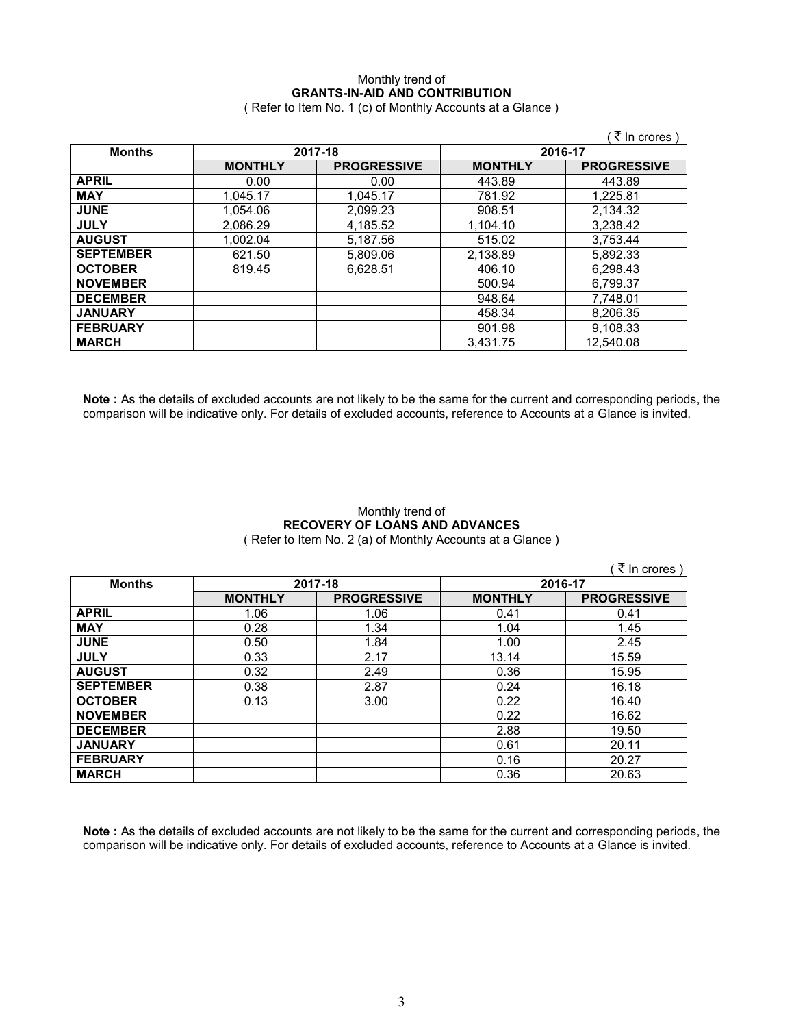Monthly trend of
**GRANTS-IN-AID AND CONTRIBUTION**
( Refer to Item No. 1 (c) of Monthly Accounts at a Glance )

( ₹ In crores )

| Months | 2017-18 | | 2016-17 | |
|---|---|---|---|---|
| | **MONTHLY** | **PROGRESSIVE** | **MONTHLY** | **PROGRESSIVE** |
| **APRIL** | 0.00 | 0.00 | 443.89 | 443.89 |
| **MAY** | 1,045.17 | 1,045.17 | 781.92 | 1,225.81 |
| **JUNE** | 1,054.06 | 2,099.23 | 908.51 | 2,134.32 |
| **JULY** | 2,086.29 | 4,185.52 | 1,104.10 | 3,238.42 |
| **AUGUST** | 1,002.04 | 5,187.56 | 515.02 | 3,753.44 |
| **SEPTEMBER** | 621.50 | 5,809.06 | 2,138.89 | 5,892.33 |
| **OCTOBER** | 819.45 | 6,628.51 | 406.10 | 6,298.43 |
| **NOVEMBER** | | | 500.94 | 6,799.37 |
| **DECEMBER** | | | 948.64 | 7,748.01 |
| **JANUARY** | | | 458.34 | 8,206.35 |
| **FEBRUARY** | | | 901.98 | 9,108.33 |
| **MARCH** | | | 3,431.75 | 12,540.08 |

**Note :** As the details of excluded accounts are not likely to be the same for the current and corresponding periods, the comparison will be indicative only. For details of excluded accounts, reference to Accounts at a Glance is invited.

Monthly trend of
**RECOVERY OF LOANS AND ADVANCES**
( Refer to Item No. 2 (a) of Monthly Accounts at a Glance )

( ₹ In crores )

| Months | 2017-18 | | 2016-17 | |
|---|---|---|---|---|
| | **MONTHLY** | **PROGRESSIVE** | **MONTHLY** | **PROGRESSIVE** |
| **APRIL** | 1.06 | 1.06 | 0.41 | 0.41 |
| **MAY** | 0.28 | 1.34 | 1.04 | 1.45 |
| **JUNE** | 0.50 | 1.84 | 1.00 | 2.45 |
| **JULY** | 0.33 | 2.17 | 13.14 | 15.59 |
| **AUGUST** | 0.32 | 2.49 | 0.36 | 15.95 |
| **SEPTEMBER** | 0.38 | 2.87 | 0.24 | 16.18 |
| **OCTOBER** | 0.13 | 3.00 | 0.22 | 16.40 |
| **NOVEMBER** | | | 0.22 | 16.62 |
| **DECEMBER** | | | 2.88 | 19.50 |
| **JANUARY** | | | 0.61 | 20.11 |
| **FEBRUARY** | | | 0.16 | 20.27 |
| **MARCH** | | | 0.36 | 20.63 |

**Note :** As the details of excluded accounts are not likely to be the same for the current and corresponding periods, the comparison will be indicative only. For details of excluded accounts, reference to Accounts at a Glance is invited.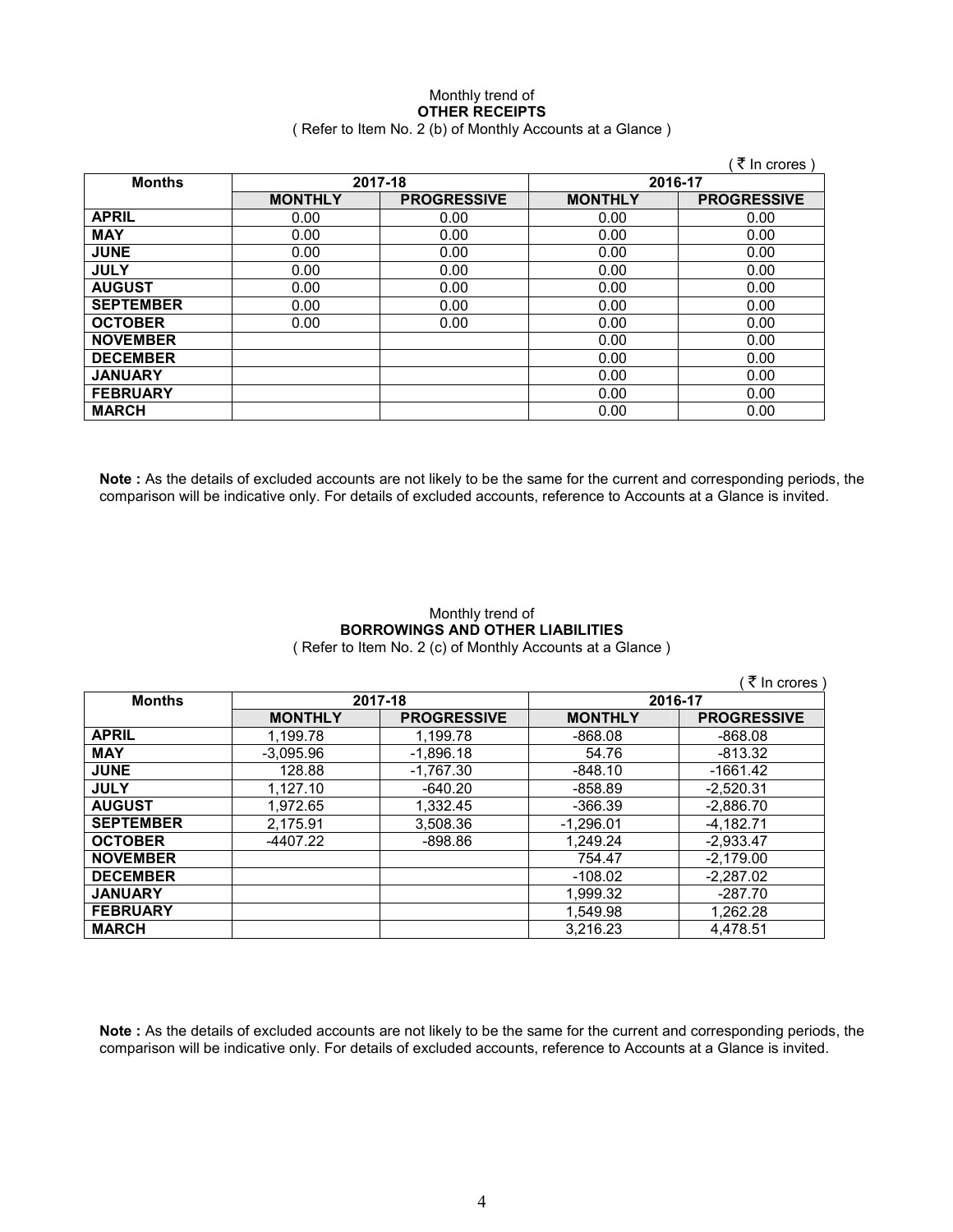Monthly trend of
**OTHER RECEIPTS**
( Refer to Item No. 2 (b) of Monthly Accounts at a Glance )

( ₹ In crores )

| Months | 2017-18 | | 2016-17 | |
|---|---|---|---|---|
| | MONTHLY | PROGRESSIVE | MONTHLY | PROGRESSIVE |
| APRIL | 0.00 | 0.00 | 0.00 | 0.00 |
| MAY | 0.00 | 0.00 | 0.00 | 0.00 |
| JUNE | 0.00 | 0.00 | 0.00 | 0.00 |
| JULY | 0.00 | 0.00 | 0.00 | 0.00 |
| AUGUST | 0.00 | 0.00 | 0.00 | 0.00 |
| SEPTEMBER | 0.00 | 0.00 | 0.00 | 0.00 |
| OCTOBER | 0.00 | 0.00 | 0.00 | 0.00 |
| NOVEMBER | | | 0.00 | 0.00 |
| DECEMBER | | | 0.00 | 0.00 |
| JANUARY | | | 0.00 | 0.00 |
| FEBRUARY | | | 0.00 | 0.00 |
| MARCH | | | 0.00 | 0.00 |

**Note :** As the details of excluded accounts are not likely to be the same for the current and corresponding periods, the comparison will be indicative only. For details of excluded accounts, reference to Accounts at a Glance is invited.

Monthly trend of
**BORROWINGS AND OTHER LIABILITIES**
( Refer to Item No. 2 (c) of Monthly Accounts at a Glance )

( ₹ In crores )

| Months | 2017-18 | | 2016-17 | |
|---|---|---|---|---|
| | MONTHLY | PROGRESSIVE | MONTHLY | PROGRESSIVE |
| APRIL | 1,199.78 | 1,199.78 | -868.08 | -868.08 |
| MAY | -3,095.96 | -1,896.18 | 54.76 | -813.32 |
| JUNE | 128.88 | -1,767.30 | -848.10 | -1661.42 |
| JULY | 1,127.10 | -640.20 | -858.89 | -2,520.31 |
| AUGUST | 1,972.65 | 1,332.45 | -366.39 | -2,886.70 |
| SEPTEMBER | 2,175.91 | 3,508.36 | -1,296.01 | -4,182.71 |
| OCTOBER | -4407.22 | -898.86 | 1,249.24 | -2,933.47 |
| NOVEMBER | | | 754.47 | -2,179.00 |
| DECEMBER | | | -108.02 | -2,287.02 |
| JANUARY | | | 1,999.32 | -287.70 |
| FEBRUARY | | | 1,549.98 | 1,262.28 |
| MARCH | | | 3,216.23 | 4,478.51 |

**Note :** As the details of excluded accounts are not likely to be the same for the current and corresponding periods, the comparison will be indicative only. For details of excluded accounts, reference to Accounts at a Glance is invited.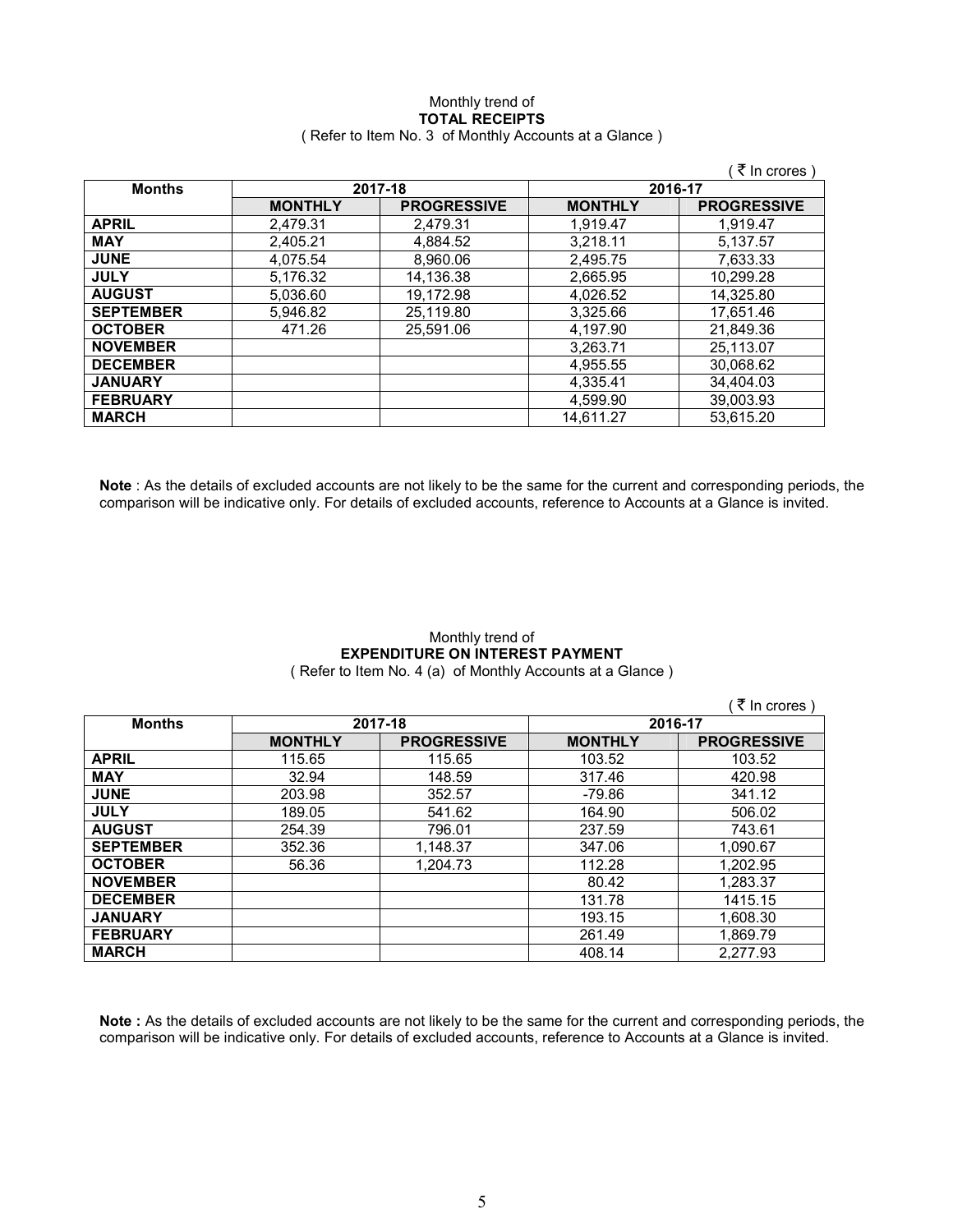Monthly trend of

**TOTAL RECEIPTS**

( Refer to Item No. 3 of Monthly Accounts at a Glance )

( ₹ In crores )

| Months | 2017-18 | | 2016-17 | |
|---|---|---|---|---|
| | **MONTHLY** | **PROGRESSIVE** | **MONTHLY** | **PROGRESSIVE** |
| **APRIL** | 2,479.31 | 2,479.31 | 1,919.47 | 1,919.47 |
| **MAY** | 2,405.21 | 4,884.52 | 3,218.11 | 5,137.57 |
| **JUNE** | 4,075.54 | 8,960.06 | 2,495.75 | 7,633.33 |
| **JULY** | 5,176.32 | 14,136.38 | 2,665.95 | 10,299.28 |
| **AUGUST** | 5,036.60 | 19,172.98 | 4,026.52 | 14,325.80 |
| **SEPTEMBER** | 5,946.82 | 25,119.80 | 3,325.66 | 17,651.46 |
| **OCTOBER** | 471.26 | 25,591.06 | 4,197.90 | 21,849.36 |
| **NOVEMBER** | | | 3,263.71 | 25,113.07 |
| **DECEMBER** | | | 4,955.55 | 30,068.62 |
| **JANUARY** | | | 4,335.41 | 34,404.03 |
| **FEBRUARY** | | | 4,599.90 | 39,003.93 |
| **MARCH** | | | 14,611.27 | 53,615.20 |

**Note** : As the details of excluded accounts are not likely to be the same for the current and corresponding periods, the comparison will be indicative only. For details of excluded accounts, reference to Accounts at a Glance is invited.

Monthly trend of

**EXPENDITURE ON INTEREST PAYMENT**

( Refer to Item No. 4 (a) of Monthly Accounts at a Glance )

( ₹ In crores )

| Months | 2017-18 | | 2016-17 | |
|---|---|---|---|---|
| | **MONTHLY** | **PROGRESSIVE** | **MONTHLY** | **PROGRESSIVE** |
| **APRIL** | 115.65 | 115.65 | 103.52 | 103.52 |
| **MAY** | 32.94 | 148.59 | 317.46 | 420.98 |
| **JUNE** | 203.98 | 352.57 | -79.86 | 341.12 |
| **JULY** | 189.05 | 541.62 | 164.90 | 506.02 |
| **AUGUST** | 254.39 | 796.01 | 237.59 | 743.61 |
| **SEPTEMBER** | 352.36 | 1,148.37 | 347.06 | 1,090.67 |
| **OCTOBER** | 56.36 | 1,204.73 | 112.28 | 1,202.95 |
| **NOVEMBER** | | | 80.42 | 1,283.37 |
| **DECEMBER** | | | 131.78 | 1415.15 |
| **JANUARY** | | | 193.15 | 1,608.30 |
| **FEBRUARY** | | | 261.49 | 1,869.79 |
| **MARCH** | | | 408.14 | 2,277.93 |

**Note :** As the details of excluded accounts are not likely to be the same for the current and corresponding periods, the comparison will be indicative only. For details of excluded accounts, reference to Accounts at a Glance is invited.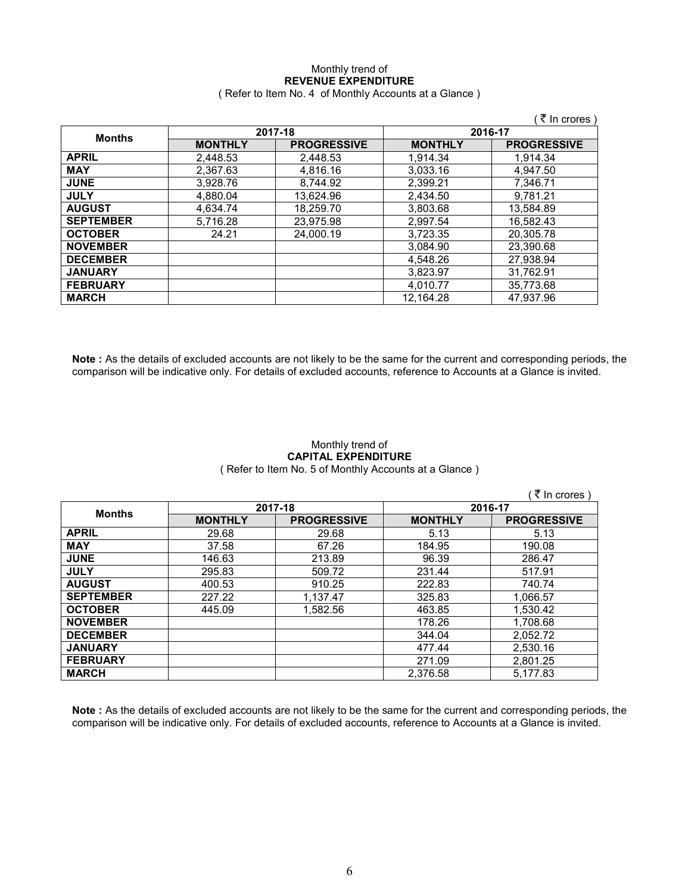Monthly trend of
**REVENUE EXPENDITURE**
( Refer to Item No. 4 of Monthly Accounts at a Glance )

( ₹ In crores )

| Months | 2017-18 | | 2016-17 | |
|---|---|---|---|---|
| | MONTHLY | PROGRESSIVE | MONTHLY | PROGRESSIVE |
| APRIL | 2,448.53 | 2,448.53 | 1,914.34 | 1,914.34 |
| MAY | 2,367.63 | 4,816.16 | 3,033.16 | 4,947.50 |
| JUNE | 3,928.76 | 8,744.92 | 2,399.21 | 7,346.71 |
| JULY | 4,880.04 | 13,624.96 | 2,434.50 | 9,781.21 |
| AUGUST | 4,634.74 | 18,259.70 | 3,803.68 | 13,584.89 |
| SEPTEMBER | 5,716.28 | 23,975.98 | 2,997.54 | 16,582.43 |
| OCTOBER | 24.21 | 24,000.19 | 3,723.35 | 20,305.78 |
| NOVEMBER | | | 3,084.90 | 23,390.68 |
| DECEMBER | | | 4,548.26 | 27,938.94 |
| JANUARY | | | 3,823.97 | 31,762.91 |
| FEBRUARY | | | 4,010.77 | 35,773.68 |
| MARCH | | | 12,164.28 | 47,937.96 |

**Note :** As the details of excluded accounts are not likely to be the same for the current and corresponding periods, the comparison will be indicative only. For details of excluded accounts, reference to Accounts at a Glance is invited.

Monthly trend of
**CAPITAL EXPENDITURE**
( Refer to Item No. 5 of Monthly Accounts at a Glance )

( ₹ In crores )

| Months | 2017-18 | | 2016-17 | |
|---|---|---|---|---|
| | MONTHLY | PROGRESSIVE | MONTHLY | PROGRESSIVE |
| APRIL | 29.68 | 29.68 | 5.13 | 5.13 |
| MAY | 37.58 | 67.26 | 184.95 | 190.08 |
| JUNE | 146.63 | 213.89 | 96.39 | 286.47 |
| JULY | 295.83 | 509.72 | 231.44 | 517.91 |
| AUGUST | 400.53 | 910.25 | 222.83 | 740.74 |
| SEPTEMBER | 227.22 | 1,137.47 | 325.83 | 1,066.57 |
| OCTOBER | 445.09 | 1,582.56 | 463.85 | 1,530.42 |
| NOVEMBER | | | 178.26 | 1,708.68 |
| DECEMBER | | | 344.04 | 2,052.72 |
| JANUARY | | | 477.44 | 2,530.16 |
| FEBRUARY | | | 271.09 | 2,801.25 |
| MARCH | | | 2,376.58 | 5,177.83 |

**Note :** As the details of excluded accounts are not likely to be the same for the current and corresponding periods, the comparison will be indicative only. For details of excluded accounts, reference to Accounts at a Glance is invited.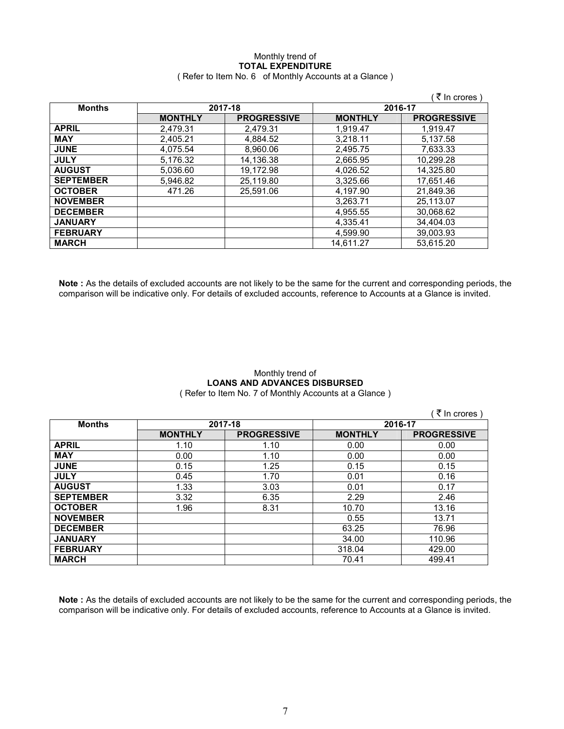Monthly trend of

**TOTAL EXPENDITURE**

( Refer to Item No. 6 of Monthly Accounts at a Glance )

( ₹ In crores )

| Months | 2017-18 | | 2016-17 | |
|---|---|---|---|---|
| | MONTHLY | PROGRESSIVE | MONTHLY | PROGRESSIVE |
| APRIL | 2,479.31 | 2,479.31 | 1,919.47 | 1,919.47 |
| MAY | 2,405.21 | 4,884.52 | 3,218.11 | 5,137.58 |
| JUNE | 4,075.54 | 8,960.06 | 2,495.75 | 7,633.33 |
| JULY | 5,176.32 | 14,136.38 | 2,665.95 | 10,299.28 |
| AUGUST | 5,036.60 | 19,172.98 | 4,026.52 | 14,325.80 |
| SEPTEMBER | 5,946.82 | 25,119.80 | 3,325.66 | 17,651.46 |
| OCTOBER | 471.26 | 25,591.06 | 4,197.90 | 21,849.36 |
| NOVEMBER | | | 3,263.71 | 25,113.07 |
| DECEMBER | | | 4,955.55 | 30,068.62 |
| JANUARY | | | 4,335.41 | 34,404.03 |
| FEBRUARY | | | 4,599.90 | 39,003.93 |
| MARCH | | | 14,611.27 | 53,615.20 |

**Note :** As the details of excluded accounts are not likely to be the same for the current and corresponding periods, the comparison will be indicative only. For details of excluded accounts, reference to Accounts at a Glance is invited.

Monthly trend of

**LOANS AND ADVANCES DISBURSED**

( Refer to Item No. 7 of Monthly Accounts at a Glance )

( ₹ In crores )

| Months | 2017-18 | | 2016-17 | |
|---|---|---|---|---|
| | MONTHLY | PROGRESSIVE | MONTHLY | PROGRESSIVE |
| APRIL | 1.10 | 1.10 | 0.00 | 0.00 |
| MAY | 0.00 | 1.10 | 0.00 | 0.00 |
| JUNE | 0.15 | 1.25 | 0.15 | 0.15 |
| JULY | 0.45 | 1.70 | 0.01 | 0.16 |
| AUGUST | 1.33 | 3.03 | 0.01 | 0.17 |
| SEPTEMBER | 3.32 | 6.35 | 2.29 | 2.46 |
| OCTOBER | 1.96 | 8.31 | 10.70 | 13.16 |
| NOVEMBER | | | 0.55 | 13.71 |
| DECEMBER | | | 63.25 | 76.96 |
| JANUARY | | | 34.00 | 110.96 |
| FEBRUARY | | | 318.04 | 429.00 |
| MARCH | | | 70.41 | 499.41 |

**Note :** As the details of excluded accounts are not likely to be the same for the current and corresponding periods, the comparison will be indicative only. For details of excluded accounts, reference to Accounts at a Glance is invited.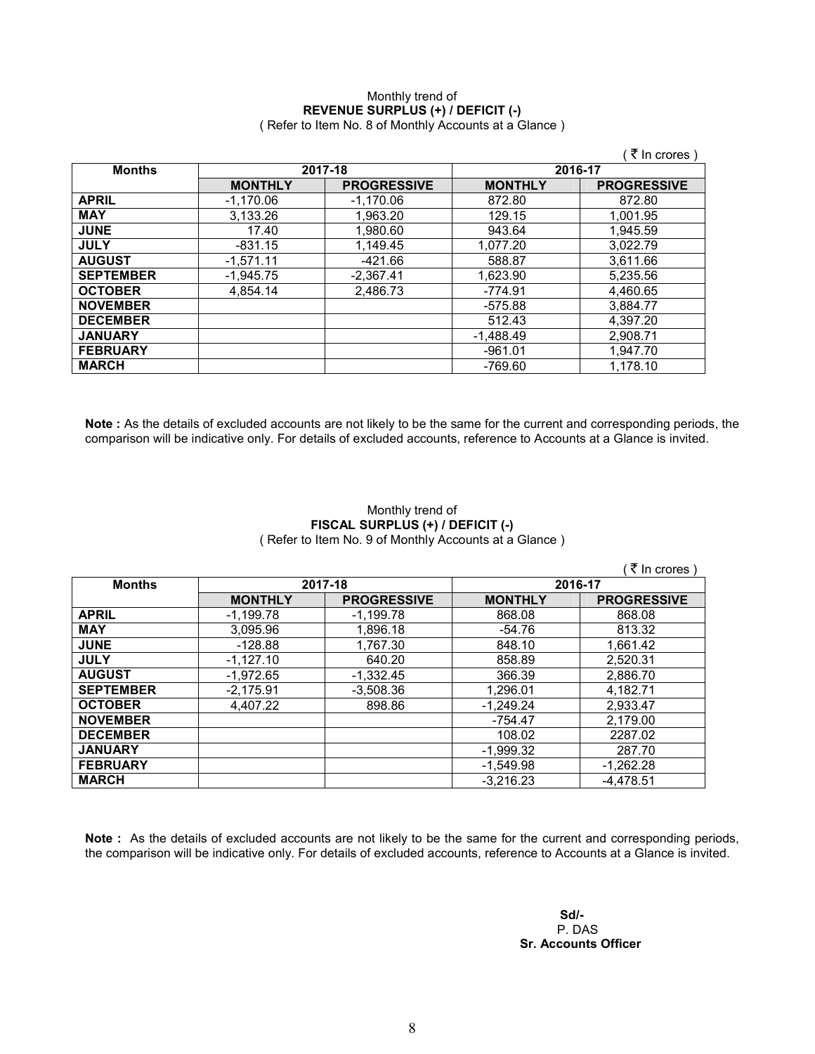Monthly trend of
**REVENUE SURPLUS (+) / DEFICIT (-)**
( Refer to Item No. 8 of Monthly Accounts at a Glance )

( ₹ In crores )

| Months | 2017-18 | | 2016-17 | |
|---|---|---|---|---|
| | MONTHLY | PROGRESSIVE | MONTHLY | PROGRESSIVE |
| APRIL | -1,170.06 | -1,170.06 | 872.80 | 872.80 |
| MAY | 3,133.26 | 1,963.20 | 129.15 | 1,001.95 |
| JUNE | 17.40 | 1,980.60 | 943.64 | 1,945.59 |
| JULY | -831.15 | 1,149.45 | 1,077.20 | 3,022.79 |
| AUGUST | -1,571.11 | -421.66 | 588.87 | 3,611.66 |
| SEPTEMBER | -1,945.75 | -2,367.41 | 1,623.90 | 5,235.56 |
| OCTOBER | 4,854.14 | 2,486.73 | -774.91 | 4,460.65 |
| NOVEMBER | | | -575.88 | 3,884.77 |
| DECEMBER | | | 512.43 | 4,397.20 |
| JANUARY | | | -1,488.49 | 2,908.71 |
| FEBRUARY | | | -961.01 | 1,947.70 |
| MARCH | | | -769.60 | 1,178.10 |

**Note :** As the details of excluded accounts are not likely to be the same for the current and corresponding periods, the comparison will be indicative only. For details of excluded accounts, reference to Accounts at a Glance is invited.

Monthly trend of
**FISCAL SURPLUS (+) / DEFICIT (-)**
( Refer to Item No. 9 of Monthly Accounts at a Glance )

( ₹ In crores )

| Months | 2017-18 | | 2016-17 | |
|---|---|---|---|---|
| | MONTHLY | PROGRESSIVE | MONTHLY | PROGRESSIVE |
| APRIL | -1,199.78 | -1,199.78 | 868.08 | 868.08 |
| MAY | 3,095.96 | 1,896.18 | -54.76 | 813.32 |
| JUNE | -128.88 | 1,767.30 | 848.10 | 1,661.42 |
| JULY | -1,127.10 | 640.20 | 858.89 | 2,520.31 |
| AUGUST | -1,972.65 | -1,332.45 | 366.39 | 2,886.70 |
| SEPTEMBER | -2,175.91 | -3,508.36 | 1,296.01 | 4,182.71 |
| OCTOBER | 4,407.22 | 898.86 | -1,249.24 | 2,933.47 |
| NOVEMBER | | | -754.47 | 2,179.00 |
| DECEMBER | | | 108.02 | 2287.02 |
| JANUARY | | | -1,999.32 | 287.70 |
| FEBRUARY | | | -1,549.98 | -1,262.28 |
| MARCH | | | -3,216.23 | -4,478.51 |

**Note :** As the details of excluded accounts are not likely to be the same for the current and corresponding periods, the comparison will be indicative only. For details of excluded accounts, reference to Accounts at a Glance is invited.

**Sd/-**
P. DAS
**Sr. Accounts Officer**